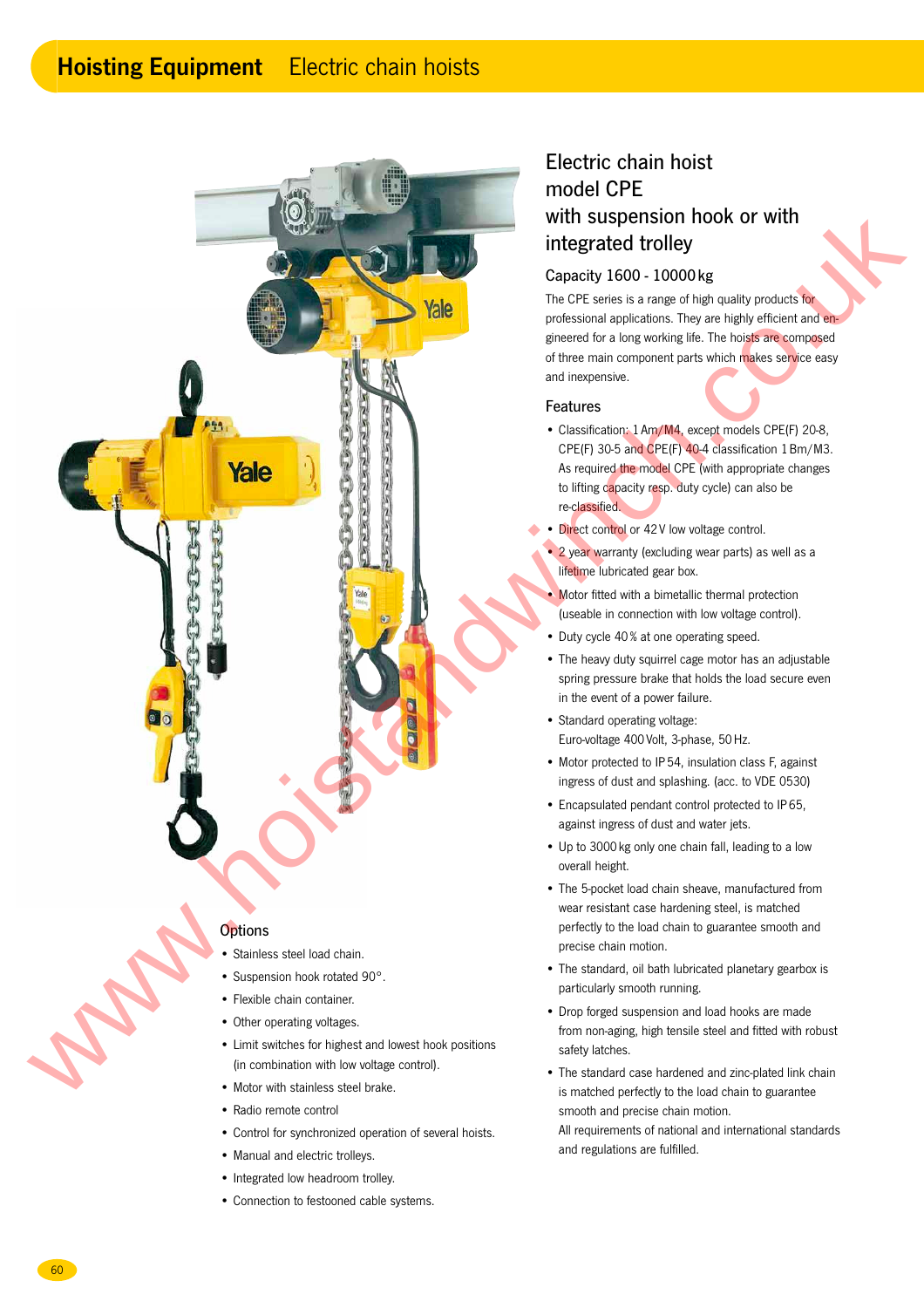# Hoisting Equipment Electric chain hoists

## Electric chain hoist model CPE with suspension hook or with integrated trolley

### Capacity 1600 - 10000 kg

The CPE series is a range of high quality products for professional applications. They are highly efficient and engineered for a long working life. The hoists are composed of three main component parts which makes service easy and inexpensive.

### Features

- Classification: 1 Am/M4, except models CPE(F) 20-8, CPE(F) 30-5 and CPE(F) 40-4 classification 1 Bm/M3. As required the model CPE (with appropriate changes to lifting capacity resp. duty cycle) can also be re-classified.
- Direct control or 42 V low voltage control.
- 2 year warranty (excluding wear parts) as well as a lifetime lubricated gear box.
- Motor fitted with a bimetallic thermal protection (useable in connection with low voltage control).
- Duty cycle 40 % at one operating speed.
- The heavy duty squirrel cage motor has an adjustable spring pressure brake that holds the load secure even in the event of a power failure.
- Standard operating voltage: Euro-voltage 400 Volt, 3-phase, 50 Hz.
- Motor protected to IP 54, insulation class F, against ingress of dust and splashing. (acc. to VDE 0530)
- Encapsulated pendant control protected to IP 65, against ingress of dust and water jets.
- Up to 3000 kg only one chain fall, leading to a low overall height.
- The 5-pocket load chain sheave, manufactured from wear resistant case hardening steel, is matched perfectly to the load chain to guarantee smooth and precise chain motion.
- The standard, oil bath lubricated planetary gearbox is particularly smooth running.
- Drop forged suspension and load hooks are made from non-aging, high tensile steel and fitted with robust safety latches.
- The standard case hardened and zinc-plated link chain is matched perfectly to the load chain to guarantee smooth and precise chain motion.
  All requirements of national and international standards and regulations are fulfilled.

### Options

- Stainless steel load chain.
- Suspension hook rotated 90°.
- Flexible chain container.
- Other operating voltages.
- Limit switches for highest and lowest hook positions (in combination with low voltage control).
- Motor with stainless steel brake.
- Radio remote control
- Control for synchronized operation of several hoists.
- Manual and electric trolleys.
- Integrated low headroom trolley.
- Connection to festooned cable systems.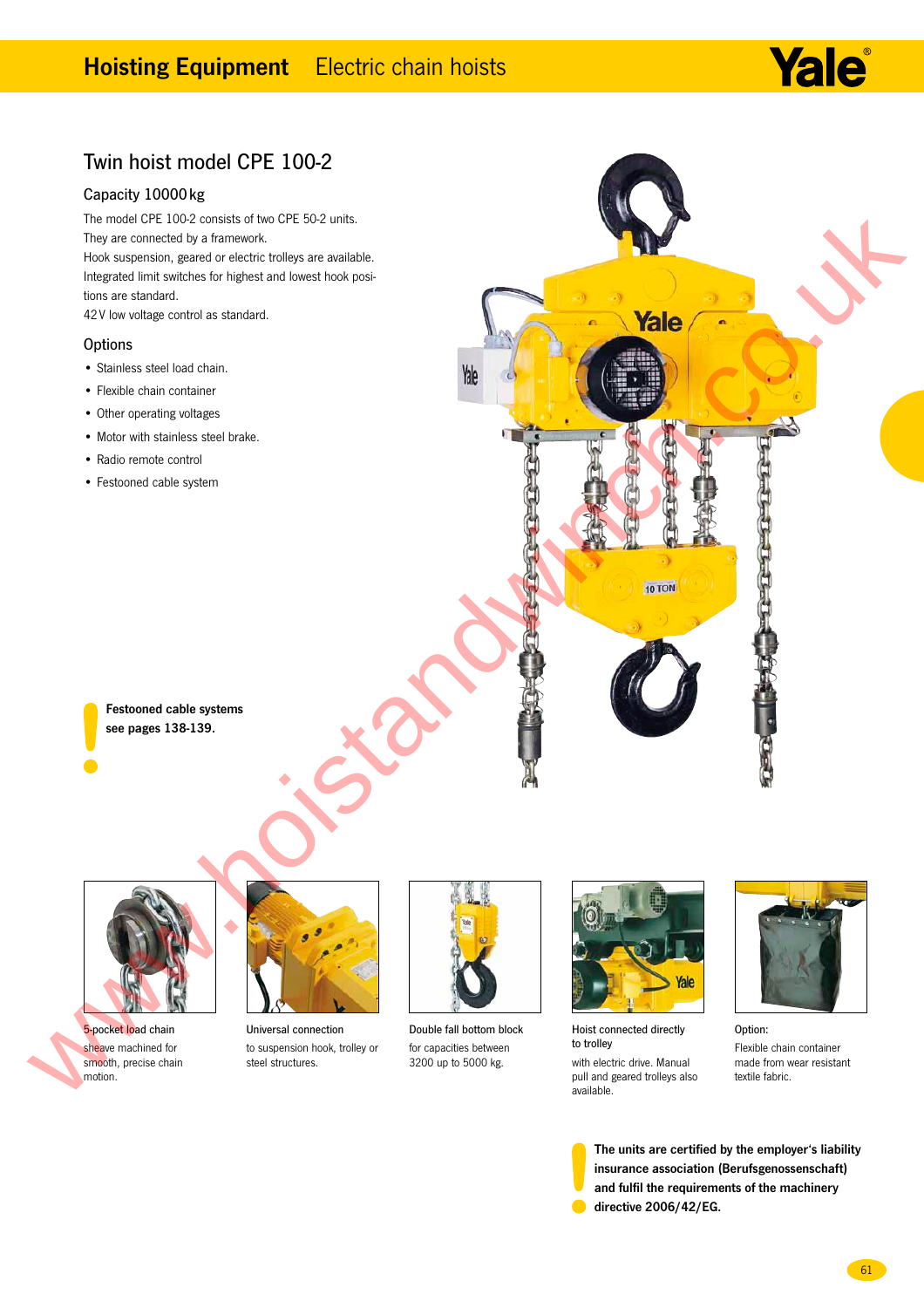# Twin hoist model CPE 100-2

## Capacity 10000 kg

The model CPE 100-2 consists of two CPE 50-2 units. They are connected by a framework.
Hook suspension, geared or electric trolleys are available.
Integrated limit switches for highest and lowest hook positions are standard.
42 V low voltage control as standard.

## Options

- Stainless steel load chain.
- Flexible chain container
- Other operating voltages
- Motor with stainless steel brake.
- Radio remote control
- Festooned cable system

**Festooned cable systems see pages 138-139.**

5-pocket load chain
sheave machined for smooth, precise chain motion.

Universal connection
to suspension hook, trolley or steel structures.

Double fall bottom block
for capacities between 3200 up to 5000 kg.

Hoist connected directly to trolley
with electric drive. Manual pull and geared trolleys also available.

Option:
Flexible chain container made from wear resistant textile fabric.

**The units are certified by the employer's liability insurance association (Berufsgenossenschaft) and fulfil the requirements of the machinery directive 2006/42/EG.**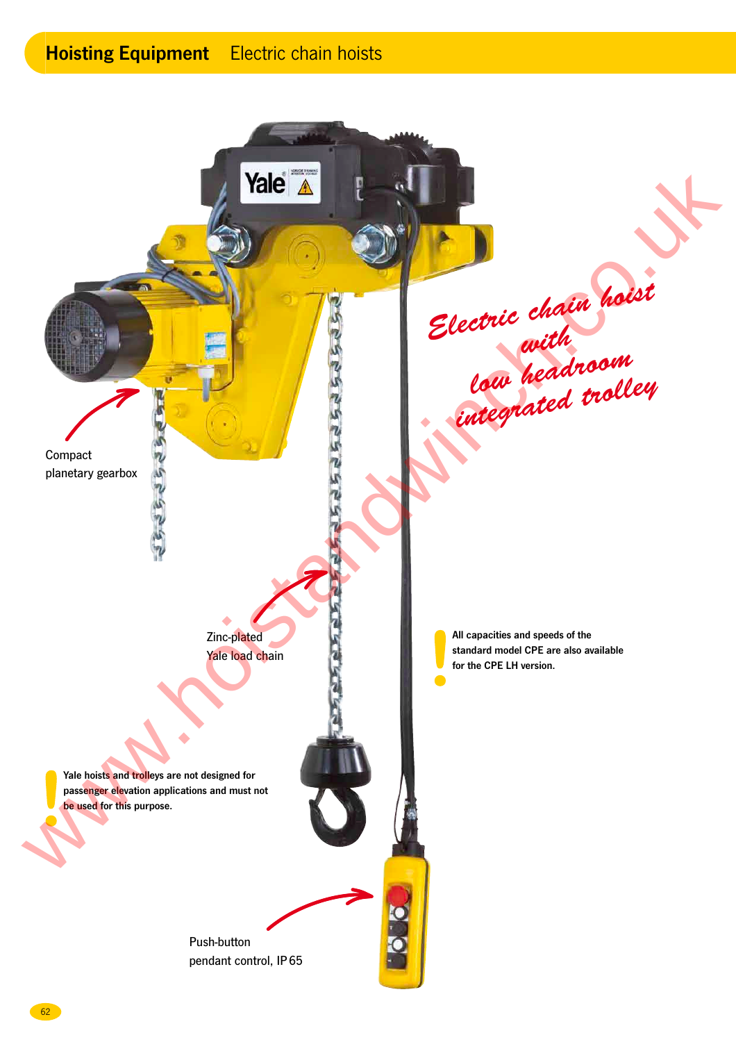## Hoisting Equipment Electric chain hoists

*Electric chain hoist with low headroom integrated trolley*

Compact planetary gearbox

Zinc-plated Yale load chain

**All capacities and speeds of the standard model CPE are also available for the CPE LH version.**

**Yale hoists and trolleys are not designed for passenger elevation applications and must not be used for this purpose.**

Push-button pendant control, IP 65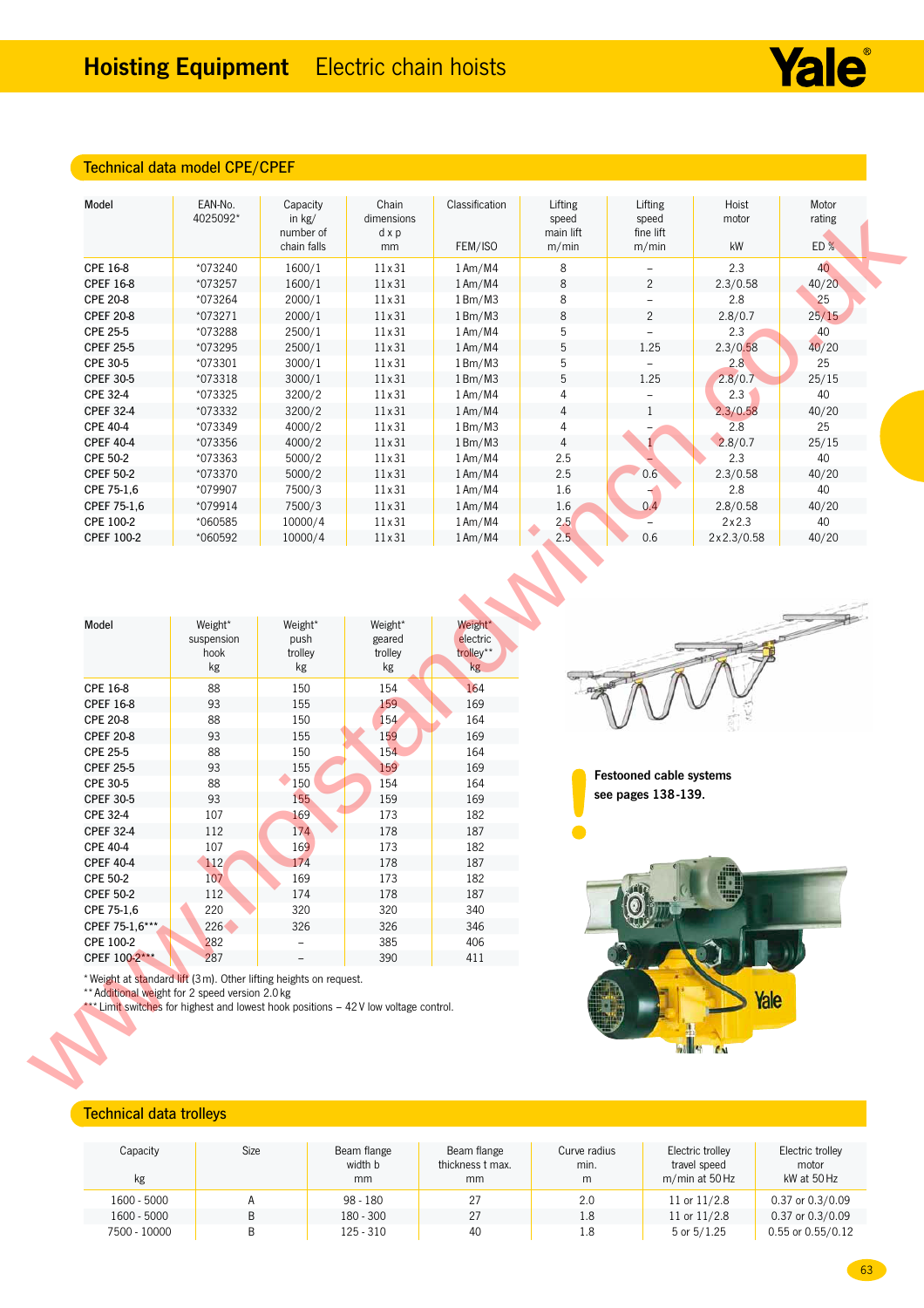# Hoisting Equipment Electric chain hoists

## Technical data model CPE/CPEF

| Model | EAN-No. 4025092* | Capacity in kg/ number of chain falls | Chain dimensions d x p mm | Classification FEM/ISO | Lifting speed main lift m/min | Lifting speed fine lift m/min | Hoist motor kW | Motor rating ED % |
|---|---|---|---|---|---|---|---|---|
| CPE 16-8 | *073240 | 1600/1 | 11x31 | 1Am/M4 | 8 | – | 2.3 | 40 |
| CPEF 16-8 | *073257 | 1600/1 | 11x31 | 1Am/M4 | 8 | 2 | 2.3/0.58 | 40/20 |
| CPE 20-8 | *073264 | 2000/1 | 11x31 | 1Bm/M3 | 8 | – | 2.8 | 25 |
| CPEF 20-8 | *073271 | 2000/1 | 11x31 | 1Bm/M3 | 8 | 2 | 2.8/0.7 | 25/15 |
| CPE 25-5 | *073288 | 2500/1 | 11x31 | 1Am/M4 | 5 | – | 2.3 | 40 |
| CPEF 25-5 | *073295 | 2500/1 | 11x31 | 1Am/M4 | 5 | 1.25 | 2.3/0.58 | 40/20 |
| CPE 30-5 | *073301 | 3000/1 | 11x31 | 1Bm/M3 | 5 | – | 2.8 | 25 |
| CPEF 30-5 | *073318 | 3000/1 | 11x31 | 1Bm/M3 | 5 | 1.25 | 2.8/0.7 | 25/15 |
| CPE 32-4 | *073325 | 3200/2 | 11x31 | 1Am/M4 | 4 | – | 2.3 | 40 |
| CPEF 32-4 | *073332 | 3200/2 | 11x31 | 1Am/M4 | 4 | 1 | 2.3/0.58 | 40/20 |
| CPE 40-4 | *073349 | 4000/2 | 11x31 | 1Bm/M3 | 4 | – | 2.8 | 25 |
| CPEF 40-4 | *073356 | 4000/2 | 11x31 | 1Bm/M3 | 4 | 1 | 2.8/0.7 | 25/15 |
| CPE 50-2 | *073363 | 5000/2 | 11x31 | 1Am/M4 | 2.5 | – | 2.3 | 40 |
| CPEF 50-2 | *073370 | 5000/2 | 11x31 | 1Am/M4 | 2.5 | 0.6 | 2.3/0.58 | 40/20 |
| CPE 75-1,6 | *079907 | 7500/3 | 11x31 | 1Am/M4 | 1.6 | – | 2.8 | 40 |
| CPEF 75-1,6 | *079914 | 7500/3 | 11x31 | 1Am/M4 | 1.6 | 0.4 | 2.8/0.58 | 40/20 |
| CPE 100-2 | *060585 | 10000/4 | 11x31 | 1Am/M4 | 2.5 | – | 2x2.3 | 40 |
| CPEF 100-2 | *060592 | 10000/4 | 11x31 | 1Am/M4 | 2.5 | 0.6 | 2x2.3/0.58 | 40/20 |

| Model | Weight* suspension hook kg | Weight* push trolley kg | Weight* geared trolley kg | Weight* electric trolley** kg |
|---|---|---|---|---|
| CPE 16-8 | 88 | 150 | 154 | 164 |
| CPEF 16-8 | 93 | 155 | 159 | 169 |
| CPE 20-8 | 88 | 150 | 154 | 164 |
| CPEF 20-8 | 93 | 155 | 159 | 169 |
| CPE 25-5 | 88 | 150 | 154 | 164 |
| CPEF 25-5 | 93 | 155 | 159 | 169 |
| CPE 30-5 | 88 | 150 | 154 | 164 |
| CPEF 30-5 | 93 | 155 | 159 | 169 |
| CPE 32-4 | 107 | 169 | 173 | 182 |
| CPEF 32-4 | 112 | 174 | 178 | 187 |
| CPE 40-4 | 107 | 169 | 173 | 182 |
| CPEF 40-4 | 112 | 174 | 178 | 187 |
| CPE 50-2 | 107 | 169 | 173 | 182 |
| CPEF 50-2 | 112 | 174 | 178 | 187 |
| CPE 75-1,6 | 220 | 320 | 320 | 340 |
| CPEF 75-1,6*** | 226 | 326 | 326 | 346 |
| CPE 100-2 | 282 | – | 385 | 406 |
| CPEF 100-2*** | 287 | – | 390 | 411 |

* Weight at standard lift (3 m). Other lifting heights on request.
** Additional weight for 2 speed version 2.0 kg
*** Limit switches for highest and lowest hook positions – 42 V low voltage control.

**Festooned cable systems see pages 138-139.**

## Technical data trolleys

| Capacity kg | Size | Beam flange width b mm | Beam flange thickness t max. mm | Curve radius min. m | Electric trolley travel speed m/min at 50 Hz | Electric trolley motor kW at 50 Hz |
|---|---|---|---|---|---|---|
| 1600 - 5000 | A | 98 - 180 | 27 | 2.0 | 11 or 11/2.8 | 0.37 or 0.3/0.09 |
| 1600 - 5000 | B | 180 - 300 | 27 | 1.8 | 11 or 11/2.8 | 0.37 or 0.3/0.09 |
| 7500 - 10000 | B | 125 - 310 | 40 | 1.8 | 5 or 5/1.25 | 0.55 or 0.55/0.12 |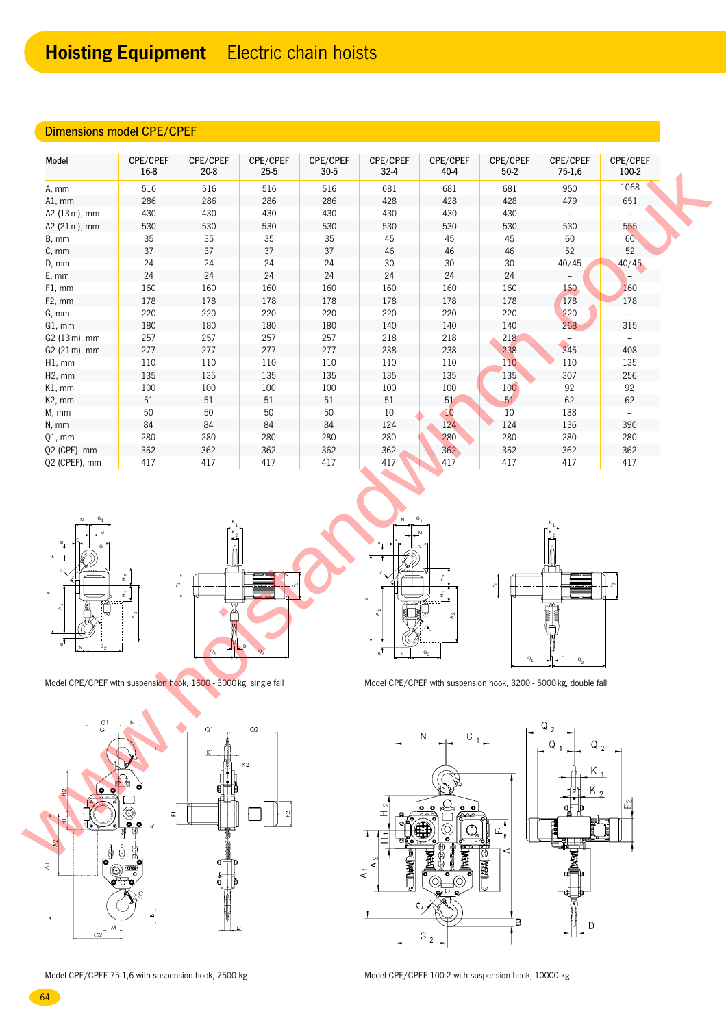# Hoisting Equipment Electric chain hoists

## Dimensions model CPE/CPEF

| Model | CPE/CPEF 16-8 | CPE/CPEF 20-8 | CPE/CPEF 25-5 | CPE/CPEF 30-5 | CPE/CPEF 32-4 | CPE/CPEF 40-4 | CPE/CPEF 50-2 | CPE/CPEF 75-1,6 | CPE/CPEF 100-2 |
|---|---|---|---|---|---|---|---|---|---|
| A, mm | 516 | 516 | 516 | 516 | 681 | 681 | 681 | 950 | 1068 |
| A1, mm | 286 | 286 | 286 | 286 | 428 | 428 | 428 | 479 | 651 |
| A2 (13 m), mm | 430 | 430 | 430 | 430 | 430 | 430 | 430 | – | – |
| A2 (21 m), mm | 530 | 530 | 530 | 530 | 530 | 530 | 530 | 530 | 555 |
| B, mm | 35 | 35 | 35 | 35 | 45 | 45 | 45 | 60 | 60 |
| C, mm | 37 | 37 | 37 | 37 | 46 | 46 | 46 | 52 | 52 |
| D, mm | 24 | 24 | 24 | 24 | 30 | 30 | 30 | 40/45 | 40/45 |
| E, mm | 24 | 24 | 24 | 24 | 24 | 24 | 24 | – | – |
| F1, mm | 160 | 160 | 160 | 160 | 160 | 160 | 160 | 160 | 160 |
| F2, mm | 178 | 178 | 178 | 178 | 178 | 178 | 178 | 178 | 178 |
| G, mm | 220 | 220 | 220 | 220 | 220 | 220 | 220 | 220 | – |
| G1, mm | 180 | 180 | 180 | 180 | 140 | 140 | 140 | 268 | 315 |
| G2 (13 m), mm | 257 | 257 | 257 | 257 | 218 | 218 | 218 | – | – |
| G2 (21 m), mm | 277 | 277 | 277 | 277 | 238 | 238 | 238 | 345 | 408 |
| H1, mm | 110 | 110 | 110 | 110 | 110 | 110 | 110 | 110 | 135 |
| H2, mm | 135 | 135 | 135 | 135 | 135 | 135 | 135 | 307 | 256 |
| K1, mm | 100 | 100 | 100 | 100 | 100 | 100 | 100 | 92 | 92 |
| K2, mm | 51 | 51 | 51 | 51 | 51 | 51 | 51 | 62 | 62 |
| M, mm | 50 | 50 | 50 | 50 | 10 | 10 | 10 | 138 | – |
| N, mm | 84 | 84 | 84 | 84 | 124 | 124 | 124 | 136 | 390 |
| Q1, mm | 280 | 280 | 280 | 280 | 280 | 280 | 280 | 280 | 280 |
| Q2 (CPE), mm | 362 | 362 | 362 | 362 | 362 | 362 | 362 | 362 | 362 |
| Q2 (CPEF), mm | 417 | 417 | 417 | 417 | 417 | 417 | 417 | 417 | 417 |

Model CPE/CPEF with suspension hook, 1600 - 3000 kg, single fall

Model CPE/CPEF with suspension hook, 3200 - 5000 kg, double fall

Model CPE/CPEF 75-1,6 with suspension hook, 7500 kg

Model CPE/CPEF 100-2 with suspension hook, 10000 kg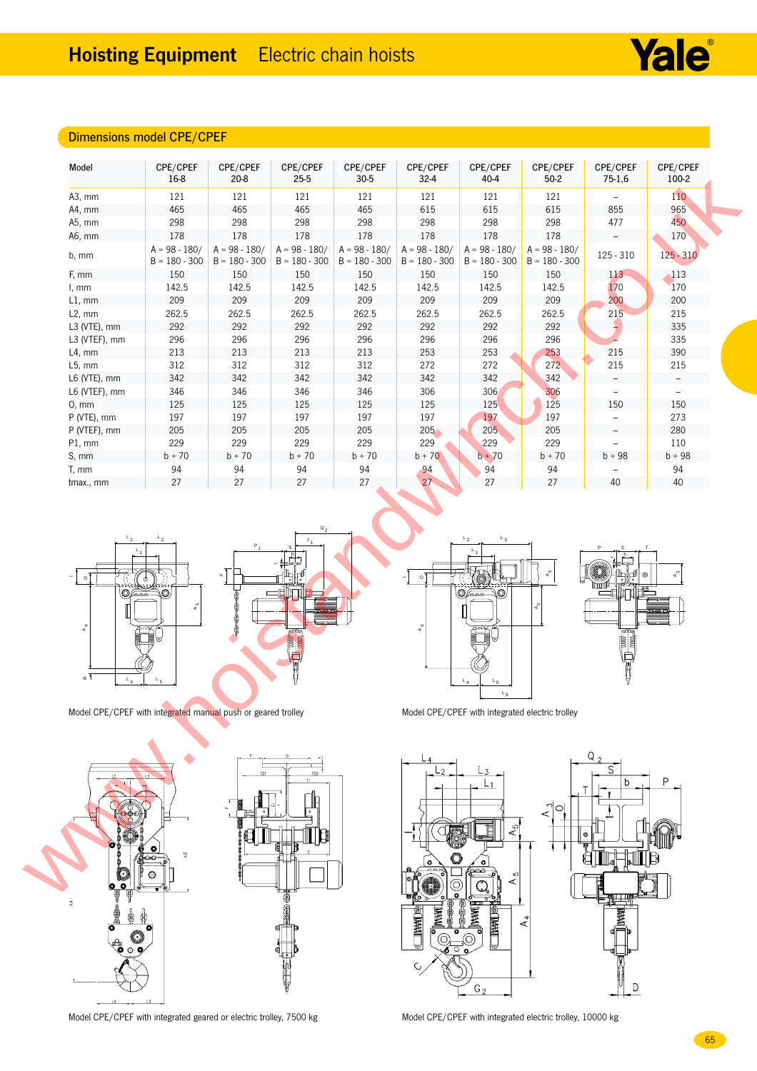# Hoisting Equipment Electric chain hoists

## Dimensions model CPE/CPEF

| Model | CPE/CPEF 16-8 | CPE/CPEF 20-8 | CPE/CPEF 25-5 | CPE/CPEF 30-5 | CPE/CPEF 32-4 | CPE/CPEF 40-4 | CPE/CPEF 50-2 | CPE/CPEF 75-1,6 | CPE/CPEF 100-2 |
|---|---|---|---|---|---|---|---|---|---|
| A3, mm | 121 | 121 | 121 | 121 | 121 | 121 | 121 | – | 110 |
| A4, mm | 465 | 465 | 465 | 465 | 615 | 615 | 615 | 855 | 965 |
| A5, mm | 298 | 298 | 298 | 298 | 298 | 298 | 298 | 477 | 450 |
| A6, mm | 178 | 178 | 178 | 178 | 178 | 178 | 178 | – | 170 |
| b, mm | A = 98 - 180/ B = 180 - 300 | A = 98 - 180/ B = 180 - 300 | A = 98 - 180/ B = 180 - 300 | A = 98 - 180/ B = 180 - 300 | A = 98 - 180/ B = 180 - 300 | A = 98 - 180/ B = 180 - 300 | A = 98 - 180/ B = 180 - 300 | 125 - 310 | 125 - 310 |
| F, mm | 150 | 150 | 150 | 150 | 150 | 150 | 150 | 113 | 113 |
| I, mm | 142.5 | 142.5 | 142.5 | 142.5 | 142.5 | 142.5 | 142.5 | 170 | 170 |
| L1, mm | 209 | 209 | 209 | 209 | 209 | 209 | 209 | 200 | 200 |
| L2, mm | 262.5 | 262.5 | 262.5 | 262.5 | 262.5 | 262.5 | 262.5 | 215 | 215 |
| L3 (VTE), mm | 292 | 292 | 292 | 292 | 292 | 292 | 292 | – | 335 |
| L3 (VTEF), mm | 296 | 296 | 296 | 296 | 296 | 296 | 296 | – | 335 |
| L4, mm | 213 | 213 | 213 | 213 | 253 | 253 | 253 | 215 | 390 |
| L5, mm | 312 | 312 | 312 | 312 | 272 | 272 | 272 | 215 | 215 |
| L6 (VTE), mm | 342 | 342 | 342 | 342 | 342 | 342 | 342 | – | – |
| L6 (VTEF), mm | 346 | 346 | 346 | 346 | 306 | 306 | 306 | – | – |
| O, mm | 125 | 125 | 125 | 125 | 125 | 125 | 125 | 150 | 150 |
| P (VTE), mm | 197 | 197 | 197 | 197 | 197 | 197 | 197 | – | 273 |
| P (VTEF), mm | 205 | 205 | 205 | 205 | 205 | 205 | 205 | – | 280 |
| P1, mm | 229 | 229 | 229 | 229 | 229 | 229 | 229 | – | 110 |
| S, mm | b + 70 | b + 70 | b + 70 | b + 70 | b + 70 | b + 70 | b + 70 | b + 98 | b + 98 |
| T, mm | 94 | 94 | 94 | 94 | 94 | 94 | 94 | – | 94 |
| tmax., mm | 27 | 27 | 27 | 27 | 27 | 27 | 27 | 40 | 40 |

Model CPE/CPEF with integrated manual push or geared trolley

Model CPE/CPEF with integrated electric trolley

Model CPE/CPEF with integrated geared or electric trolley, 7500 kg

Model CPE/CPEF with integrated electric trolley, 10000 kg